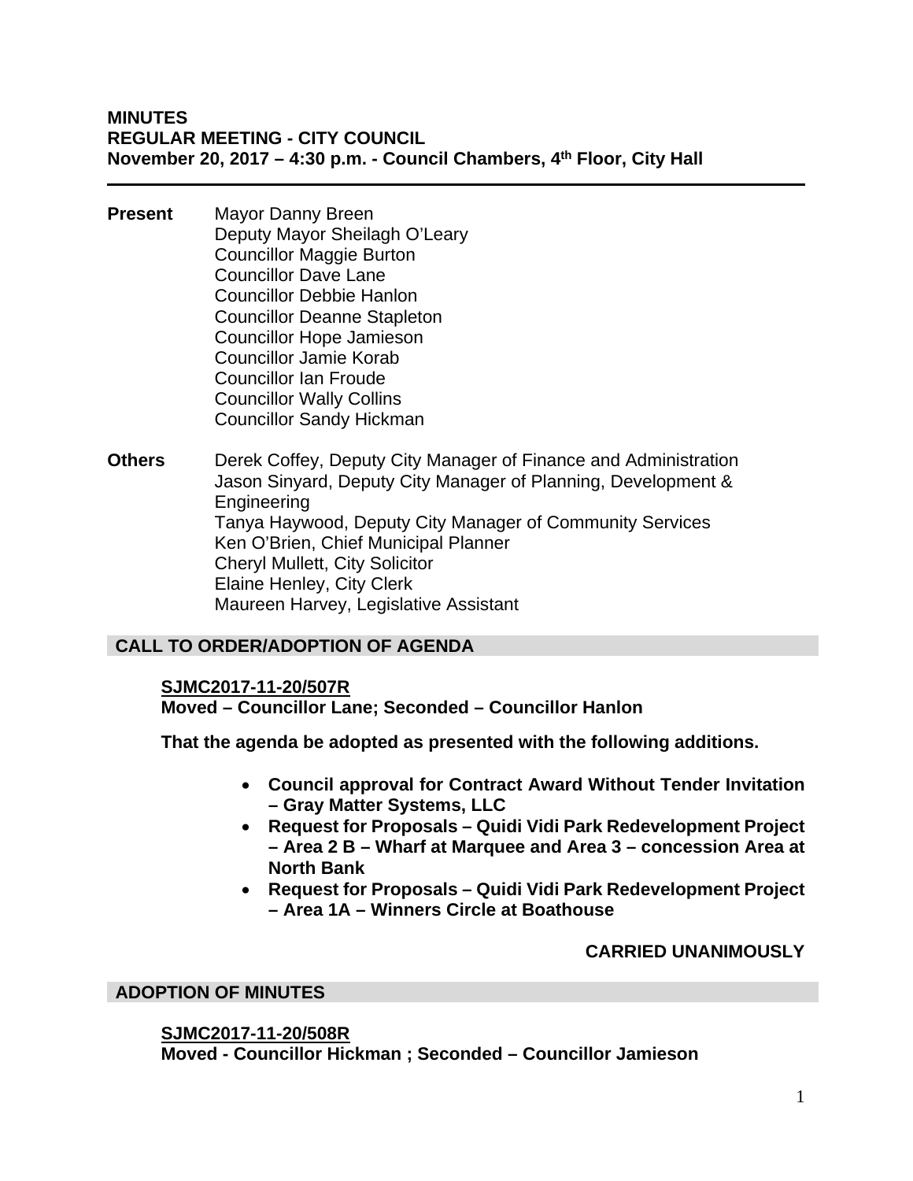**MINUTES**
**REGULAR MEETING - CITY COUNCIL**
**November 20, 2017 – 4:30 p.m. - Council Chambers, 4th Floor, City Hall**

---

**Present**

Mayor Danny Breen
Deputy Mayor Sheilagh O'Leary
Councillor Maggie Burton
Councillor Dave Lane
Councillor Debbie Hanlon
Councillor Deanne Stapleton
Councillor Hope Jamieson
Councillor Jamie Korab
Councillor Ian Froude
Councillor Wally Collins
Councillor Sandy Hickman

**Others**

Derek Coffey, Deputy City Manager of Finance and Administration
Jason Sinyard, Deputy City Manager of Planning, Development & Engineering
Tanya Haywood, Deputy City Manager of Community Services
Ken O'Brien, Chief Municipal Planner
Cheryl Mullett, City Solicitor
Elaine Henley, City Clerk
Maureen Harvey, Legislative Assistant

## CALL TO ORDER/ADOPTION OF AGENDA

**SJMC2017-11-20/507R**
**Moved – Councillor Lane; Seconded – Councillor Hanlon**

**That the agenda be adopted as presented with the following additions.**

- **Council approval for Contract Award Without Tender Invitation – Gray Matter Systems, LLC**
- **Request for Proposals – Quidi Vidi Park Redevelopment Project – Area 2 B – Wharf at Marquee and Area 3 – concession Area at North Bank**
- **Request for Proposals – Quidi Vidi Park Redevelopment Project – Area 1A – Winners Circle at Boathouse**

**CARRIED UNANIMOUSLY**

## ADOPTION OF MINUTES

**SJMC2017-11-20/508R**
**Moved - Councillor Hickman ; Seconded – Councillor Jamieson**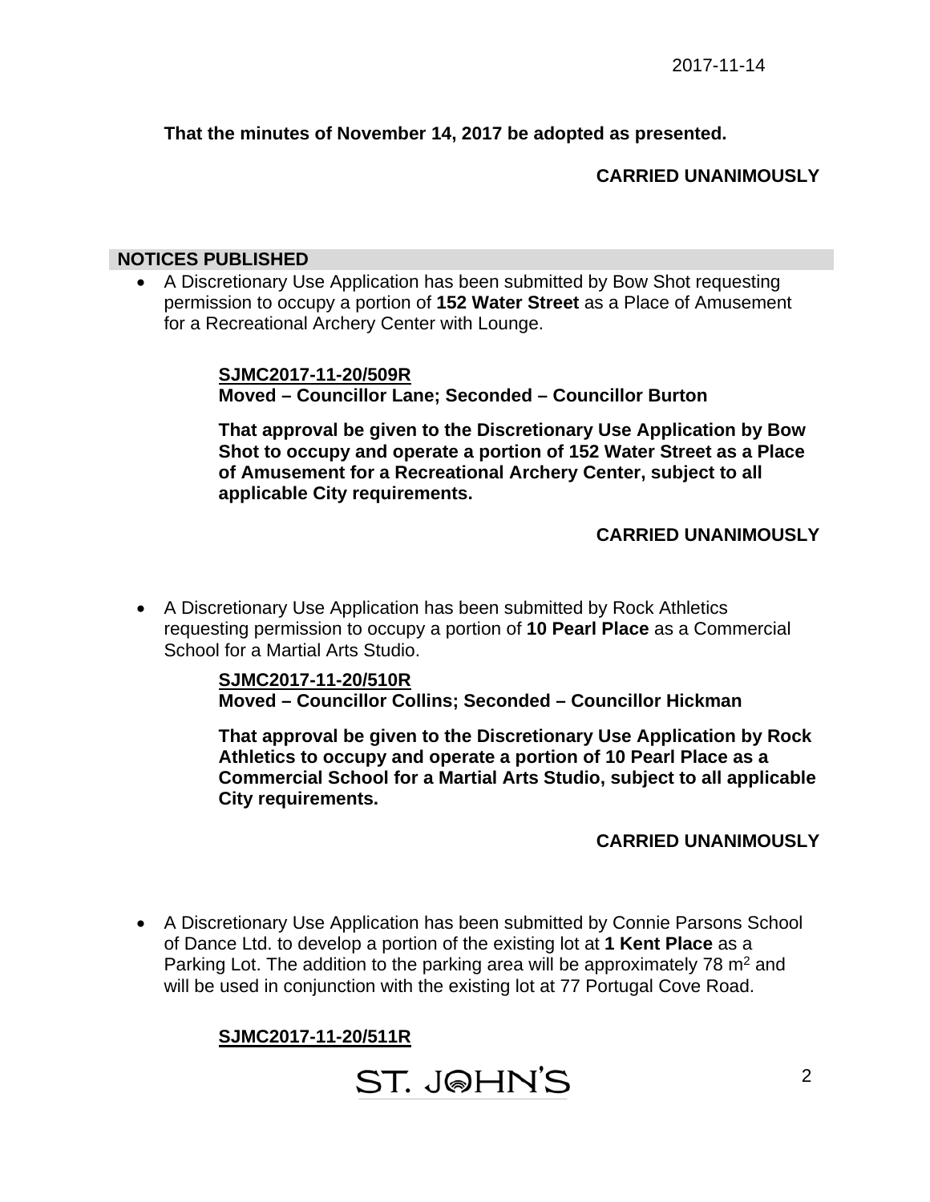That the minutes of November 14, 2017 be adopted as presented.**

**CARRIED UNANIMOUSLY**

## NOTICES PUBLISHED

- A Discretionary Use Application has been submitted by Bow Shot requesting permission to occupy a portion of **152 Water Street** as a Place of Amusement for a Recreational Archery Center with Lounge.

  **SJMC2017-11-20/509R**
  **Moved – Councillor Lane; Seconded – Councillor Burton**

  **That approval be given to the Discretionary Use Application by Bow Shot to occupy and operate a portion of 152 Water Street as a Place of Amusement for a Recreational Archery Center, subject to all applicable City requirements.**

  **CARRIED UNANIMOUSLY**

- A Discretionary Use Application has been submitted by Rock Athletics requesting permission to occupy a portion of **10 Pearl Place** as a Commercial School for a Martial Arts Studio.

  **SJMC2017-11-20/510R**
  **Moved – Councillor Collins; Seconded – Councillor Hickman**

  **That approval be given to the Discretionary Use Application by Rock Athletics to occupy and operate a portion of 10 Pearl Place as a Commercial School for a Martial Arts Studio, subject to all applicable City requirements.**

  **CARRIED UNANIMOUSLY**

- A Discretionary Use Application has been submitted by Connie Parsons School of Dance Ltd. to develop a portion of the existing lot at **1 Kent Place** as a Parking Lot. The addition to the parking area will be approximately 78 $m^2$ and will be used in conjunction with the existing lot at 77 Portugal Cove Road.

  **SJMC2017-11-20/511R**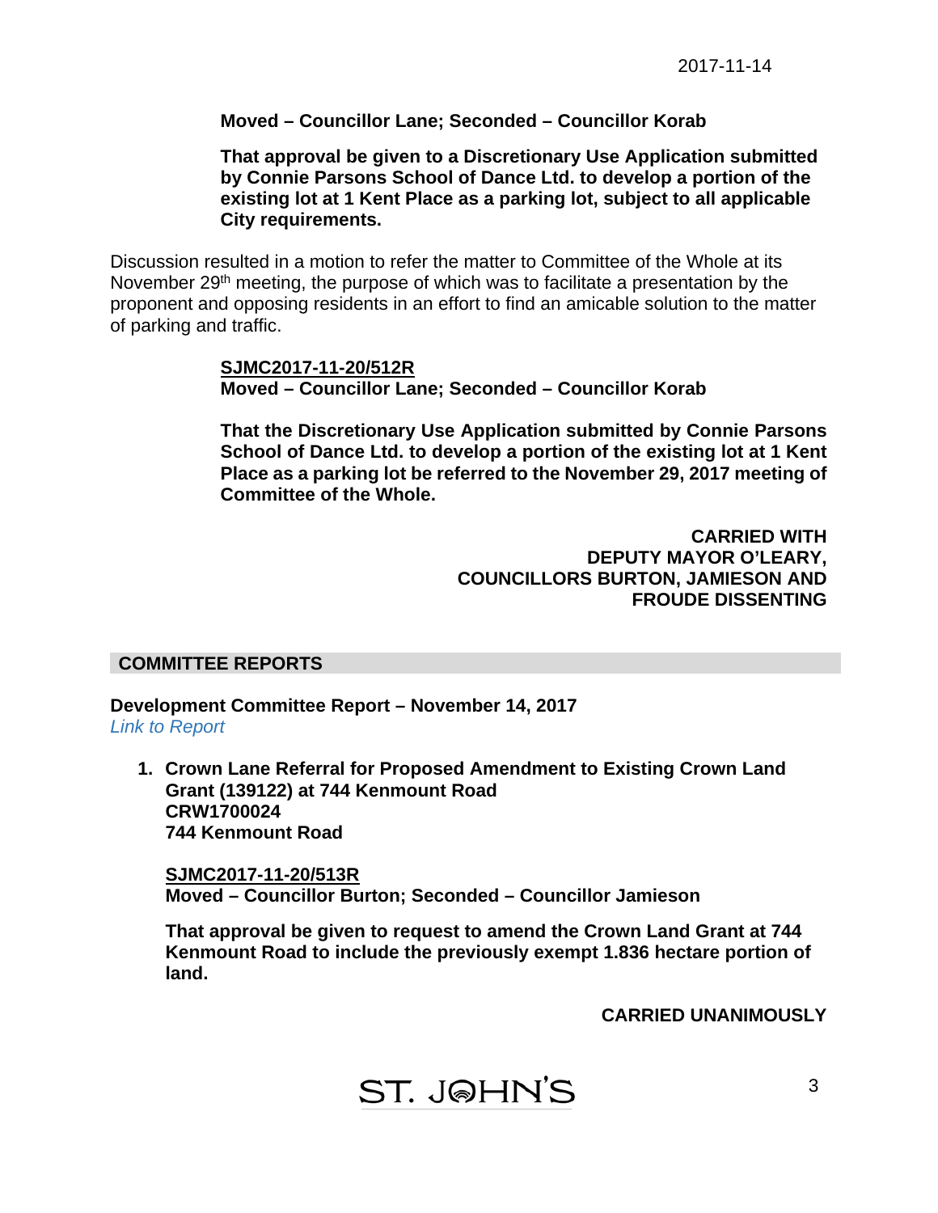**Moved – Councillor Lane; Seconded – Councillor Korab**

**That approval be given to a Discretionary Use Application submitted by Connie Parsons School of Dance Ltd. to develop a portion of the existing lot at 1 Kent Place as a parking lot, subject to all applicable City requirements.**

Discussion resulted in a motion to refer the matter to Committee of the Whole at its November 29th meeting, the purpose of which was to facilitate a presentation by the proponent and opposing residents in an effort to find an amicable solution to the matter of parking and traffic.

**SJMC2017-11-20/512R**
**Moved – Councillor Lane; Seconded – Councillor Korab**

**That the Discretionary Use Application submitted by Connie Parsons School of Dance Ltd. to develop a portion of the existing lot at 1 Kent Place as a parking lot be referred to the November 29, 2017 meeting of Committee of the Whole.**

**CARRIED WITH DEPUTY MAYOR O'LEARY, COUNCILLORS BURTON, JAMIESON AND FROUDE DISSENTING**

## COMMITTEE REPORTS

**Development Committee Report – November 14, 2017**
*Link to Report*

1. **Crown Lane Referral for Proposed Amendment to Existing Crown Land Grant (139122) at 744 Kenmount Road**
   **CRW1700024**
   **744 Kenmount Road**

   **SJMC2017-11-20/513R**
   **Moved – Councillor Burton; Seconded – Councillor Jamieson**

   **That approval be given to request to amend the Crown Land Grant at 744 Kenmount Road to include the previously exempt 1.836 hectare portion of land.**

   **CARRIED UNANIMOUSLY**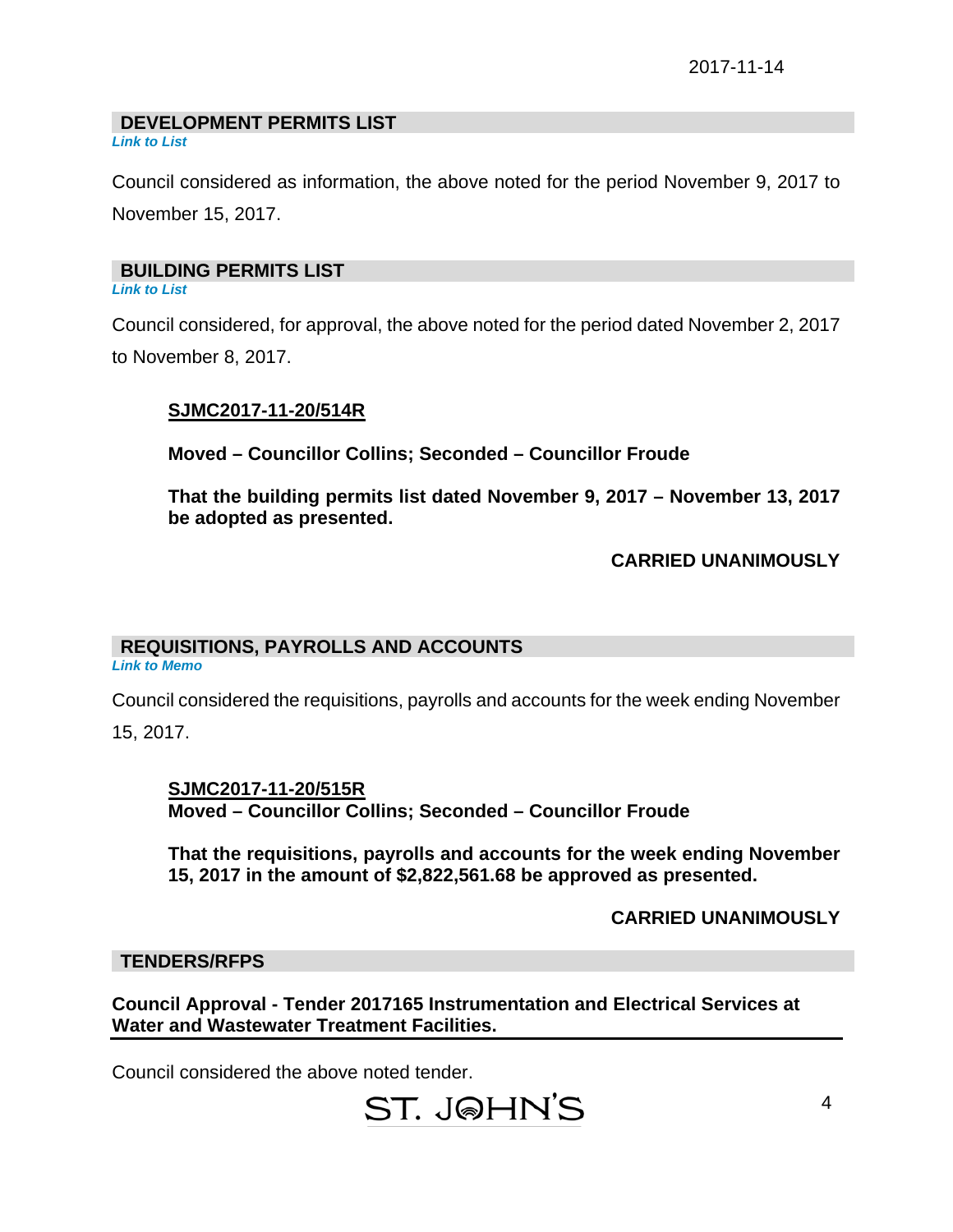## DEVELOPMENT PERMITS LIST

***Link to List***

Council considered as information, the above noted for the period November 9, 2017 to November 15, 2017.

## BUILDING PERMITS LIST

***Link to List***

Council considered, for approval, the above noted for the period dated November 2, 2017 to November 8, 2017.

**SJMC2017-11-20/514R**

**Moved – Councillor Collins; Seconded – Councillor Froude**

**That the building permits list dated November 9, 2017 – November 13, 2017 be adopted as presented.**

**CARRIED UNANIMOUSLY**

## REQUISITIONS, PAYROLLS AND ACCOUNTS

***Link to Memo***

Council considered the requisitions, payrolls and accounts for the week ending November 15, 2017.

**SJMC2017-11-20/515R**
**Moved – Councillor Collins; Seconded – Councillor Froude**

**That the requisitions, payrolls and accounts for the week ending November 15, 2017 in the amount of $2,822,561.68 be approved as presented.**

**CARRIED UNANIMOUSLY**

## TENDERS/RFPS

**Council Approval - Tender 2017165 Instrumentation and Electrical Services at Water and Wastewater Treatment Facilities.**

Council considered the above noted tender.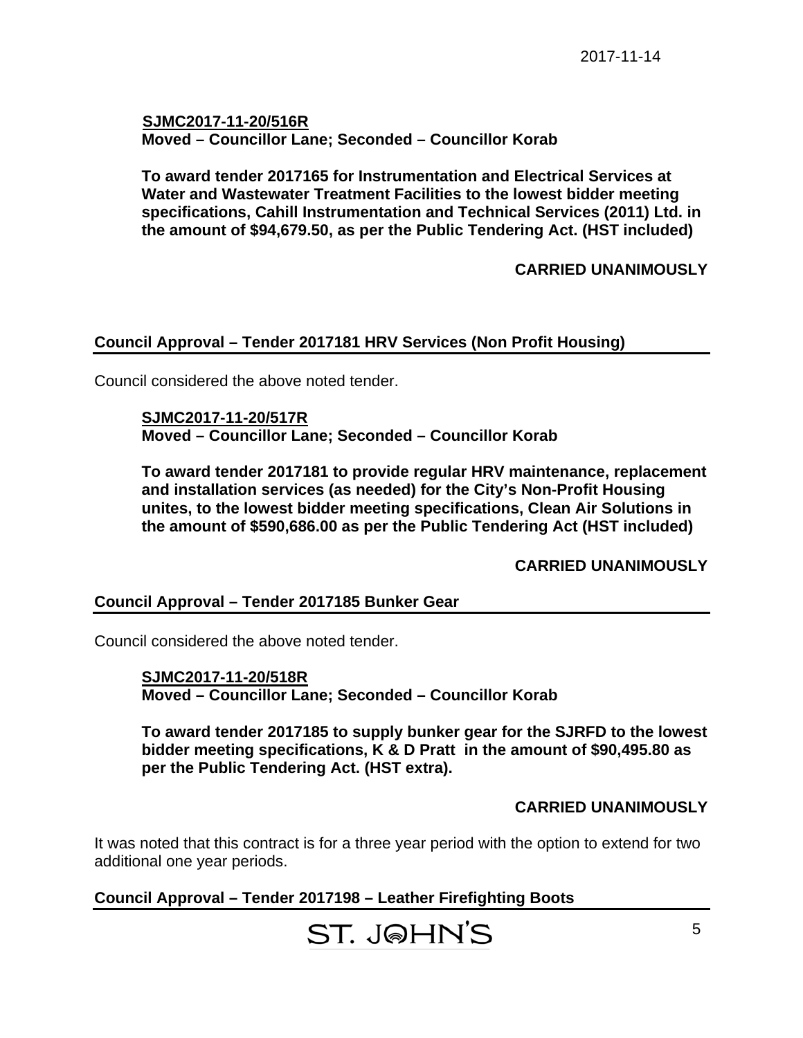**SJMC2017-11-20/516R**
**Moved – Councillor Lane; Seconded – Councillor Korab**

**To award tender 2017165 for Instrumentation and Electrical Services at Water and Wastewater Treatment Facilities to the lowest bidder meeting specifications, Cahill Instrumentation and Technical Services (2011) Ltd. in the amount of $94,679.50, as per the Public Tendering Act. (HST included)**

**CARRIED UNANIMOUSLY**

## Council Approval – Tender 2017181 HRV Services (Non Profit Housing)

Council considered the above noted tender.

**SJMC2017-11-20/517R**
**Moved – Councillor Lane; Seconded – Councillor Korab**

**To award tender 2017181 to provide regular HRV maintenance, replacement and installation services (as needed) for the City's Non-Profit Housing unites, to the lowest bidder meeting specifications, Clean Air Solutions in the amount of $590,686.00 as per the Public Tendering Act (HST included)**

**CARRIED UNANIMOUSLY**

## Council Approval – Tender 2017185 Bunker Gear

Council considered the above noted tender.

**SJMC2017-11-20/518R**
**Moved – Councillor Lane; Seconded – Councillor Korab**

**To award tender 2017185 to supply bunker gear for the SJRFD to the lowest bidder meeting specifications, K & D Pratt in the amount of $90,495.80 as per the Public Tendering Act. (HST extra).**

**CARRIED UNANIMOUSLY**

It was noted that this contract is for a three year period with the option to extend for two additional one year periods.

## Council Approval – Tender 2017198 – Leather Firefighting Boots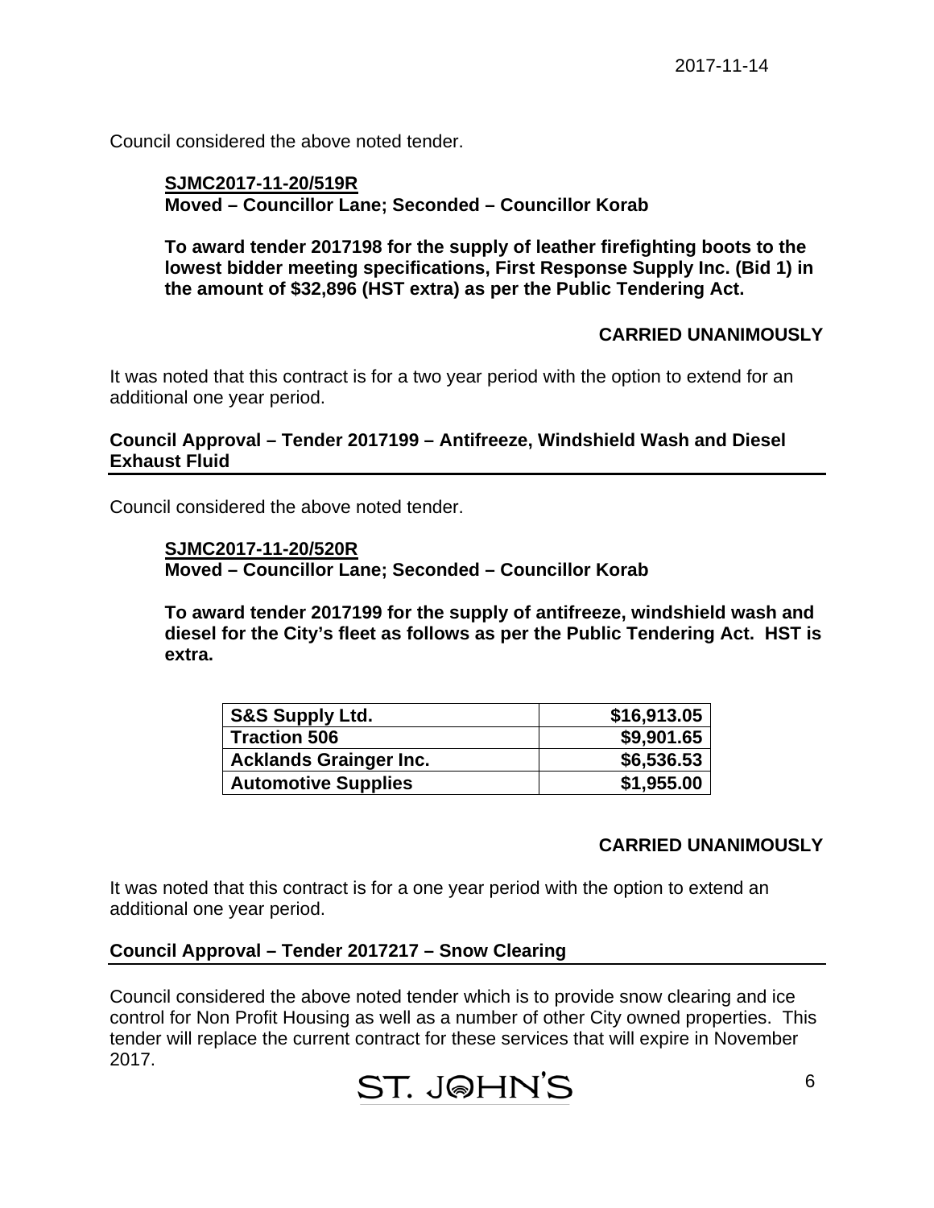Council considered the above noted tender.

**SJMC2017-11-20/519R**
**Moved – Councillor Lane; Seconded – Councillor Korab**

**To award tender 2017198 for the supply of leather firefighting boots to the lowest bidder meeting specifications, First Response Supply Inc. (Bid 1) in the amount of $32,896 (HST extra) as per the Public Tendering Act.**

**CARRIED UNANIMOUSLY**

It was noted that this contract is for a two year period with the option to extend for an additional one year period.

## Council Approval – Tender 2017199 – Antifreeze, Windshield Wash and Diesel Exhaust Fluid

Council considered the above noted tender.

**SJMC2017-11-20/520R**
**Moved – Councillor Lane; Seconded – Councillor Korab**

**To award tender 2017199 for the supply of antifreeze, windshield wash and diesel for the City's fleet as follows as per the Public Tendering Act. HST is extra.**

| Supplier | Amount |
|---|---:|
| **S&S Supply Ltd.** | **$16,913.05** |
| **Traction 506** | **$9,901.65** |
| **Acklands Grainger Inc.** | **$6,536.53** |
| **Automotive Supplies** | **$1,955.00** |

**CARRIED UNANIMOUSLY**

It was noted that this contract is for a one year period with the option to extend an additional one year period.

## Council Approval – Tender 2017217 – Snow Clearing

Council considered the above noted tender which is to provide snow clearing and ice control for Non Profit Housing as well as a number of other City owned properties. This tender will replace the current contract for these services that will expire in November 2017.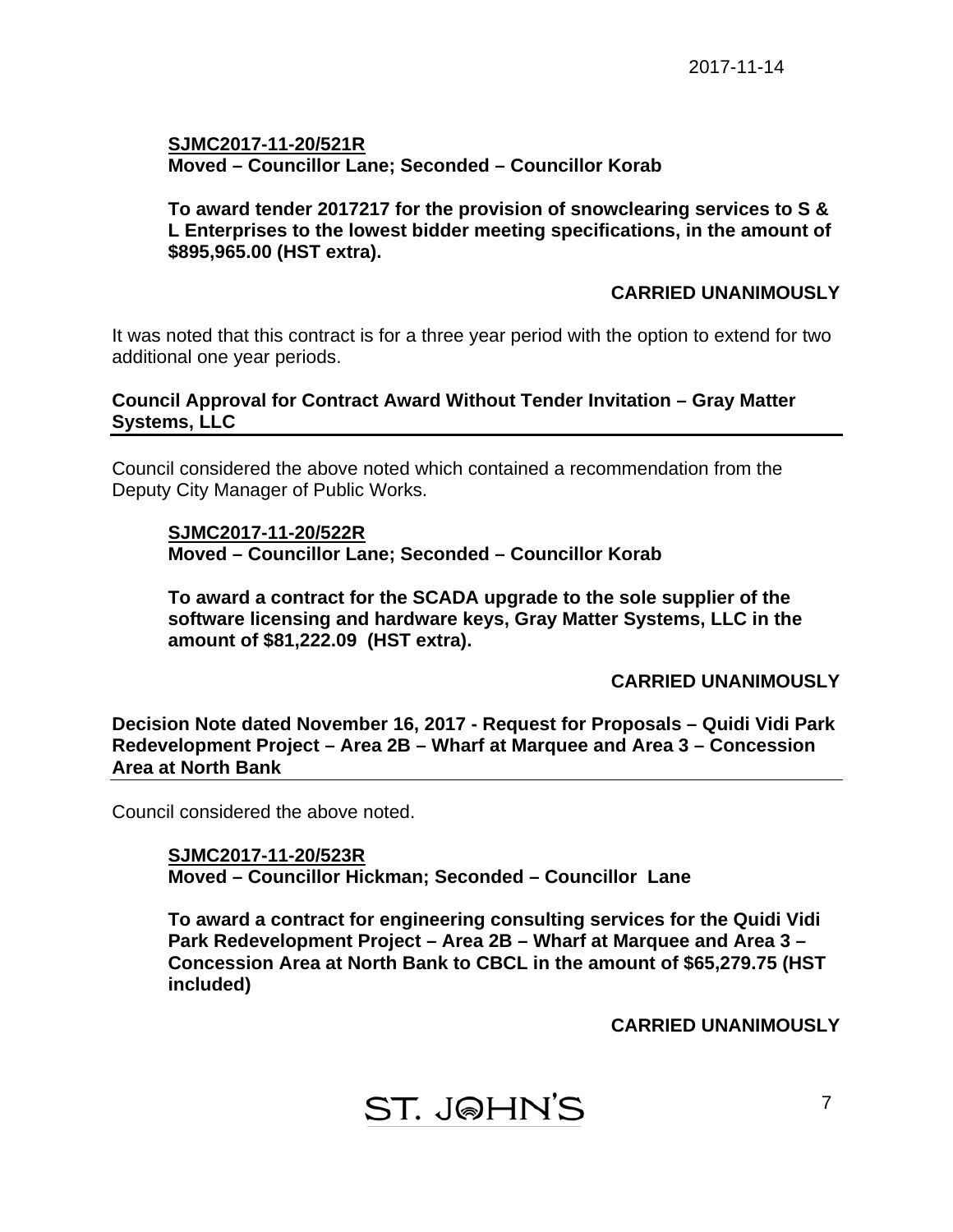**SJMC2017-11-20/521R**
**Moved – Councillor Lane; Seconded – Councillor Korab**

**To award tender 2017217 for the provision of snowclearing services to S & L Enterprises to the lowest bidder meeting specifications, in the amount of $895,965.00 (HST extra).**

**CARRIED UNANIMOUSLY**

It was noted that this contract is for a three year period with the option to extend for two additional one year periods.

**Council Approval for Contract Award Without Tender Invitation – Gray Matter Systems, LLC**

Council considered the above noted which contained a recommendation from the Deputy City Manager of Public Works.

**SJMC2017-11-20/522R**
**Moved – Councillor Lane; Seconded – Councillor Korab**

**To award a contract for the SCADA upgrade to the sole supplier of the software licensing and hardware keys, Gray Matter Systems, LLC in the amount of $81,222.09 (HST extra).**

**CARRIED UNANIMOUSLY**

**Decision Note dated November 16, 2017 - Request for Proposals – Quidi Vidi Park Redevelopment Project – Area 2B – Wharf at Marquee and Area 3 – Concession Area at North Bank**

Council considered the above noted.

**SJMC2017-11-20/523R**
**Moved – Councillor Hickman; Seconded – Councillor Lane**

**To award a contract for engineering consulting services for the Quidi Vidi Park Redevelopment Project – Area 2B – Wharf at Marquee and Area 3 – Concession Area at North Bank to CBCL in the amount of $65,279.75 (HST included)**

**CARRIED UNANIMOUSLY**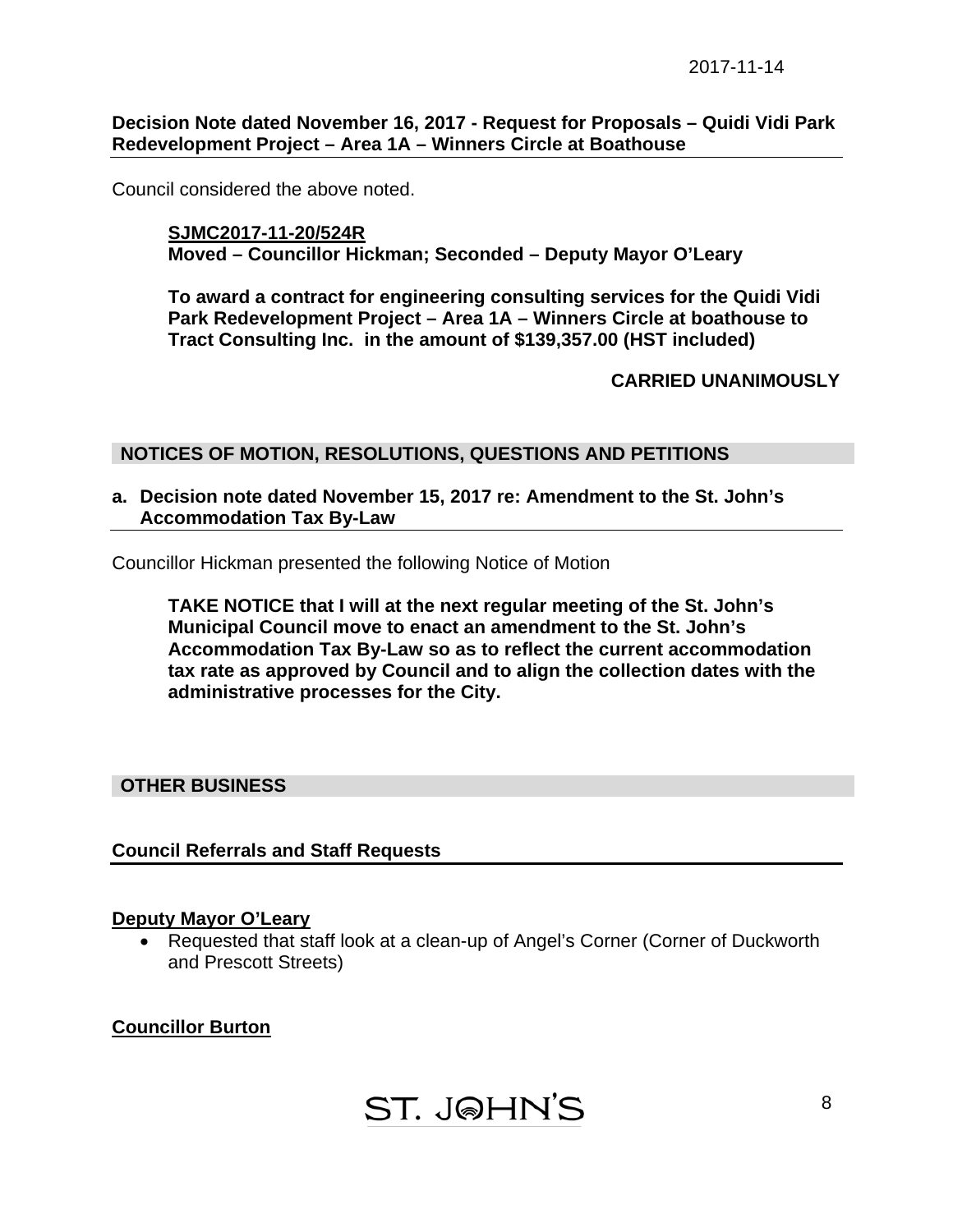**Decision Note dated November 16, 2017 - Request for Proposals – Quidi Vidi Park Redevelopment Project – Area 1A – Winners Circle at Boathouse**

Council considered the above noted.

> **SJMC2017-11-20/524R**
> **Moved – Councillor Hickman; Seconded – Deputy Mayor O'Leary**
>
> **To award a contract for engineering consulting services for the Quidi Vidi Park Redevelopment Project – Area 1A – Winners Circle at boathouse to Tract Consulting Inc. in the amount of $139,357.00 (HST included)**
>
> **CARRIED UNANIMOUSLY**

## NOTICES OF MOTION, RESOLUTIONS, QUESTIONS AND PETITIONS

**a. Decision note dated November 15, 2017 re: Amendment to the St. John's Accommodation Tax By-Law**

Councillor Hickman presented the following Notice of Motion

> **TAKE NOTICE that I will at the next regular meeting of the St. John's Municipal Council move to enact an amendment to the St. John's Accommodation Tax By-Law so as to reflect the current accommodation tax rate as approved by Council and to align the collection dates with the administrative processes for the City.**

## OTHER BUSINESS

**Council Referrals and Staff Requests**

**Deputy Mayor O'Leary**

- Requested that staff look at a clean-up of Angel's Corner (Corner of Duckworth and Prescott Streets)

**Councillor Burton**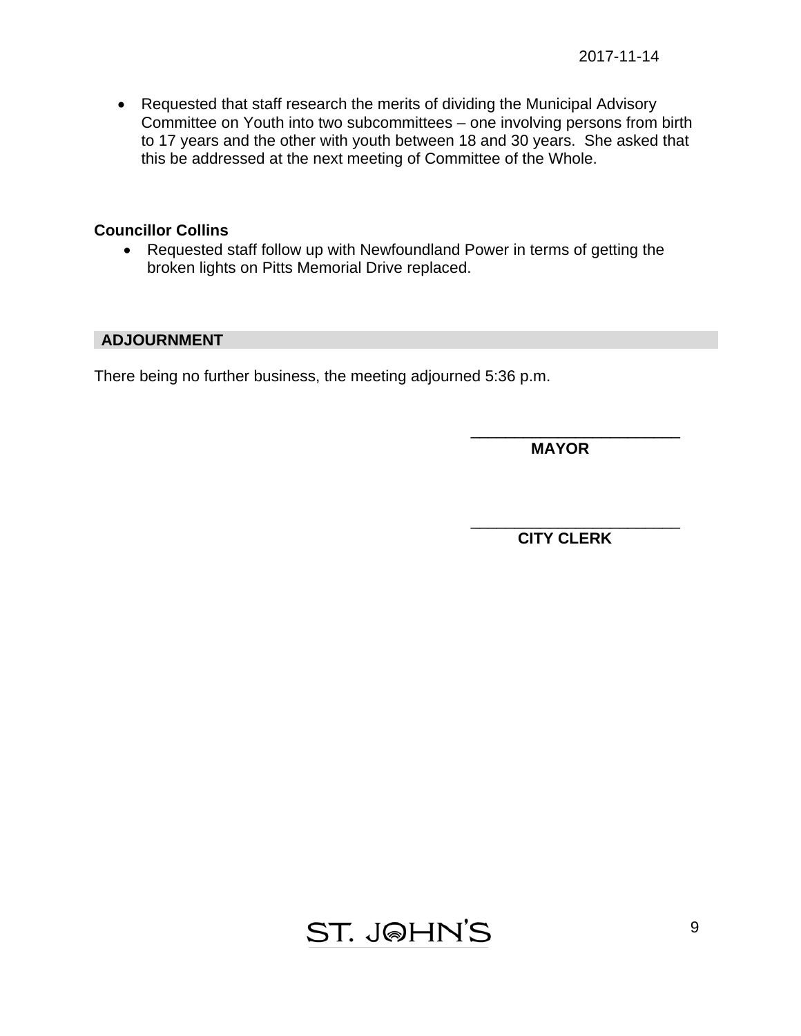- Requested that staff research the merits of dividing the Municipal Advisory Committee on Youth into two subcommittees – one involving persons from birth to 17 years and the other with youth between 18 and 30 years. She asked that this be addressed at the next meeting of Committee of the Whole.

**Councillor Collins**

- Requested staff follow up with Newfoundland Power in terms of getting the broken lights on Pitts Memorial Drive replaced.

## ADJOURNMENT

There being no further business, the meeting adjourned 5:36 p.m.

\_\_\_\_\_\_\_\_\_\_\_\_\_\_\_\_\_\_\_\_\_\_\_\_\_
**MAYOR**

\_\_\_\_\_\_\_\_\_\_\_\_\_\_\_\_\_\_\_\_\_\_\_\_\_
**CITY CLERK**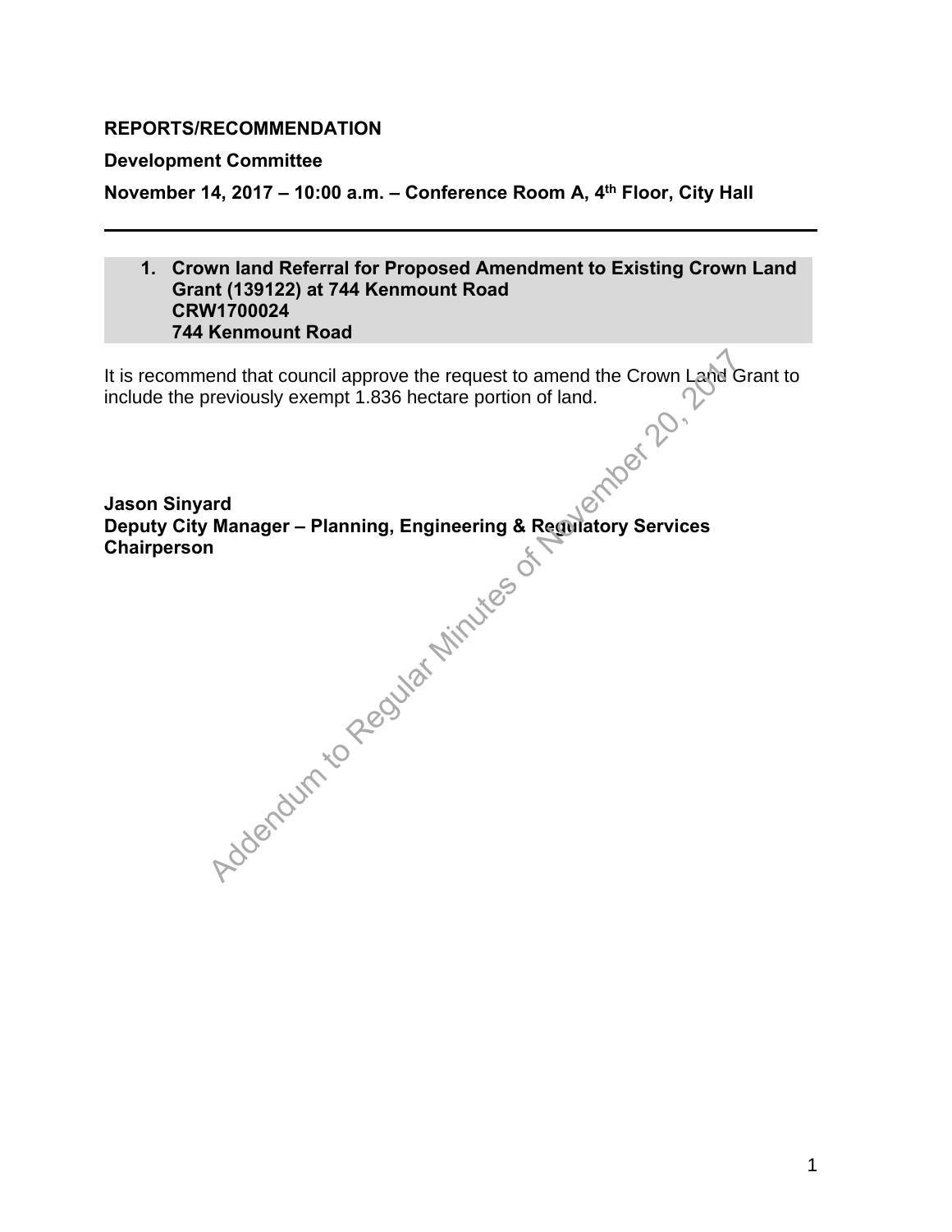**REPORTS/RECOMMENDATION**

**Development Committee**

**November 14, 2017 – 10:00 a.m. – Conference Room A, 4th Floor, City Hall**

---

**1. Crown land Referral for Proposed Amendment to Existing Crown Land Grant (139122) at 744 Kenmount Road
CRW1700024
744 Kenmount Road**

It is recommend that council approve the request to amend the Crown Land Grant to include the previously exempt 1.836 hectare portion of land.

**Jason Sinyard**
**Deputy City Manager – Planning, Engineering & Regulatory Services**
**Chairperson**

Addendum to Regular Minutes of November 20, 2017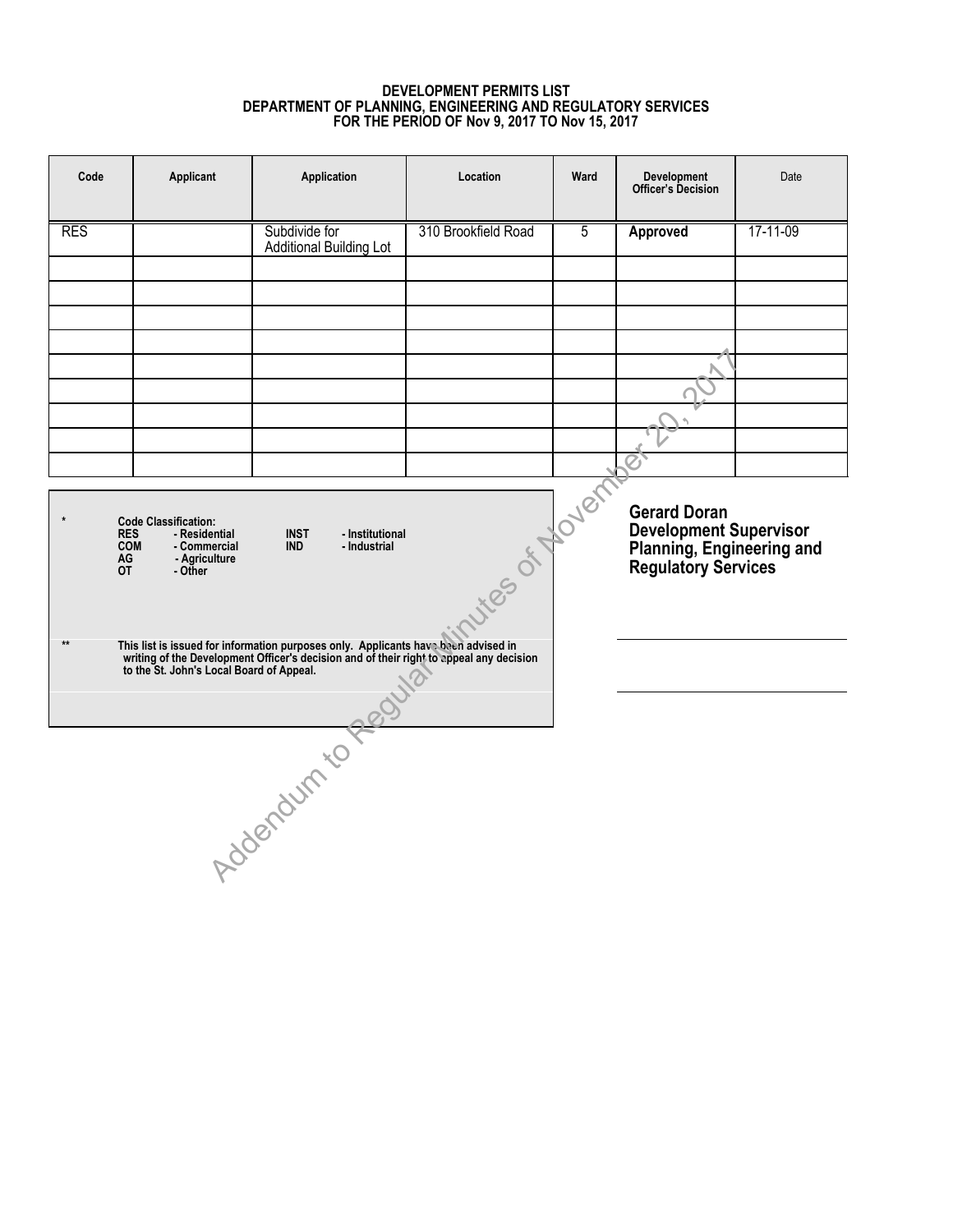**DEVELOPMENT PERMITS LIST**
**DEPARTMENT OF PLANNING, ENGINEERING AND REGULATORY SERVICES**
**FOR THE PERIOD OF Nov 9, 2017 TO Nov 15, 2017**

| Code | Applicant | Application | Location | Ward | Development Officer's Decision | Date |
|---|---|---|---|---|---|---|
| RES | | Subdivide for Additional Building Lot | 310 Brookfield Road | 5 | **Approved** | 17-11-09 |
| | | | | | | |
| | | | | | | |
| | | | | | | |
| | | | | | | |
| | | | | | | |
| | | | | | | |
| | | | | | | |
| | | | | | | |
| | | | | | | |

\* **Code Classification:**

| | | | |
|---|---|---|---|
| **RES** | **- Residential** | **INST** | **- Institutional** |
| **COM** | **- Commercial** | **IND** | **- Industrial** |
| **AG** | **- Agriculture** | | |
| **OT** | **- Other** | | |

\*\* **This list is issued for information purposes only. Applicants have been advised in writing of the Development Officer's decision and of their right to appeal any decision to the St. John's Local Board of Appeal.**

**Gerard Doran**
**Development Supervisor**
**Planning, Engineering and Regulatory Services**

Addendum to Regular Minutes of November 20, 2017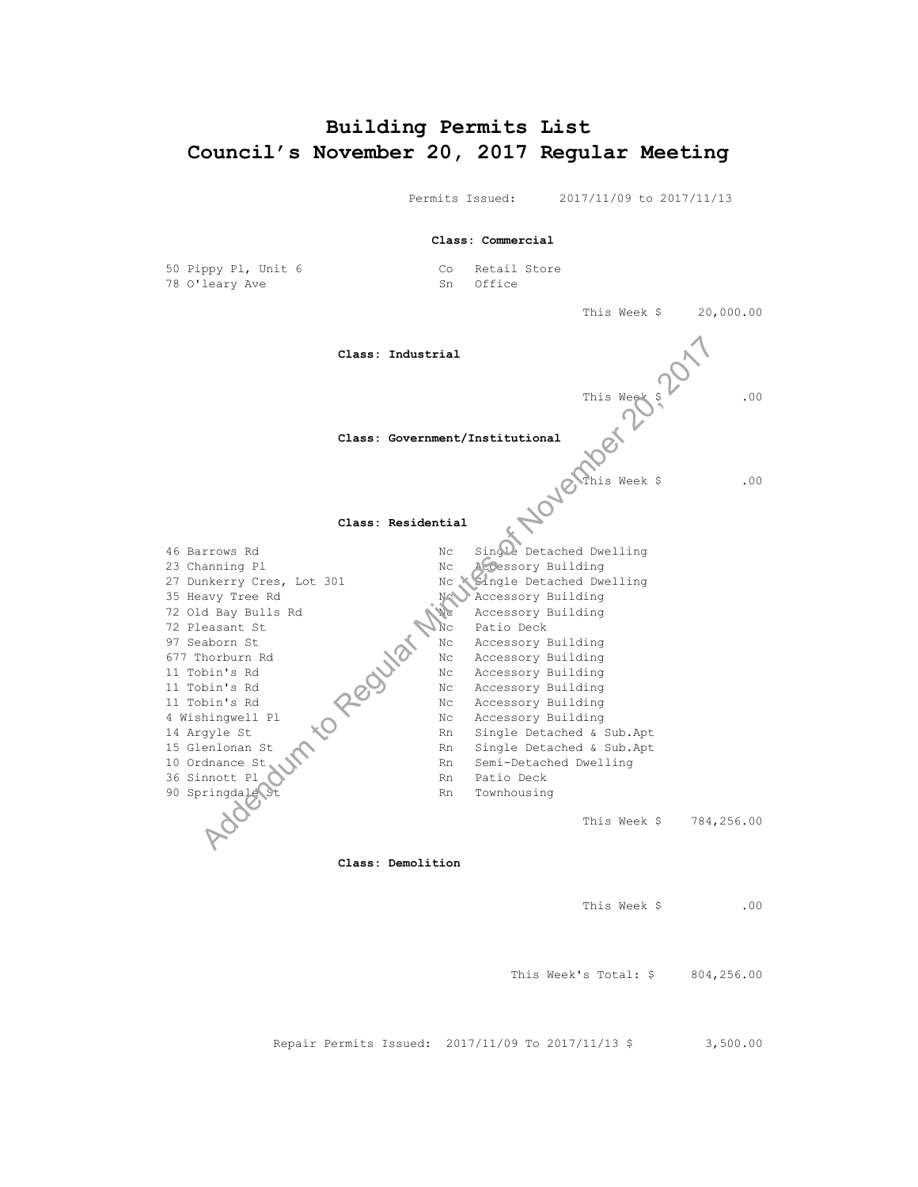# Building Permits List
# Council's November 20, 2017 Regular Meeting

Permits Issued: 2017/11/09 to 2017/11/13

**Class: Commercial**

| | | |
|---|---|---|
| 50 Pippy Pl, Unit 6 | Co | Retail Store |
| 78 O'leary Ave | Sn | Office |

This Week $ 20,000.00

**Class: Industrial**

This Week $ .00

**Class: Government/Institutional**

This Week $ .00

**Class: Residential**

| | | |
|---|---|---|
| 46 Barrows Rd | Nc | Single Detached Dwelling |
| 23 Channing Pl | Nc | Accessory Building |
| 27 Dunkerry Cres, Lot 301 | Nc | Single Detached Dwelling |
| 35 Heavy Tree Rd | Nc | Accessory Building |
| 72 Old Bay Bulls Rd | Nc | Accessory Building |
| 72 Pleasant St | Nc | Patio Deck |
| 97 Seaborn St | Nc | Accessory Building |
| 677 Thorburn Rd | Nc | Accessory Building |
| 11 Tobin's Rd | Nc | Accessory Building |
| 11 Tobin's Rd | Nc | Accessory Building |
| 11 Tobin's Rd | Nc | Accessory Building |
| 4 Wishingwell Pl | Nc | Accessory Building |
| 14 Argyle St | Rn | Single Detached & Sub.Apt |
| 15 Glenlonan St | Rn | Single Detached & Sub.Apt |
| 10 Ordnance St | Rn | Semi-Detached Dwelling |
| 36 Sinnott Pl | Rn | Patio Deck |
| 90 Springdale St | Rn | Townhousing |

This Week $ 784,256.00

**Class: Demolition**

This Week $ .00

This Week's Total: $ 804,256.00

Repair Permits Issued: 2017/11/09 To 2017/11/13 $ 3,500.00

Addendum to Regular Minutes of November 20, 2017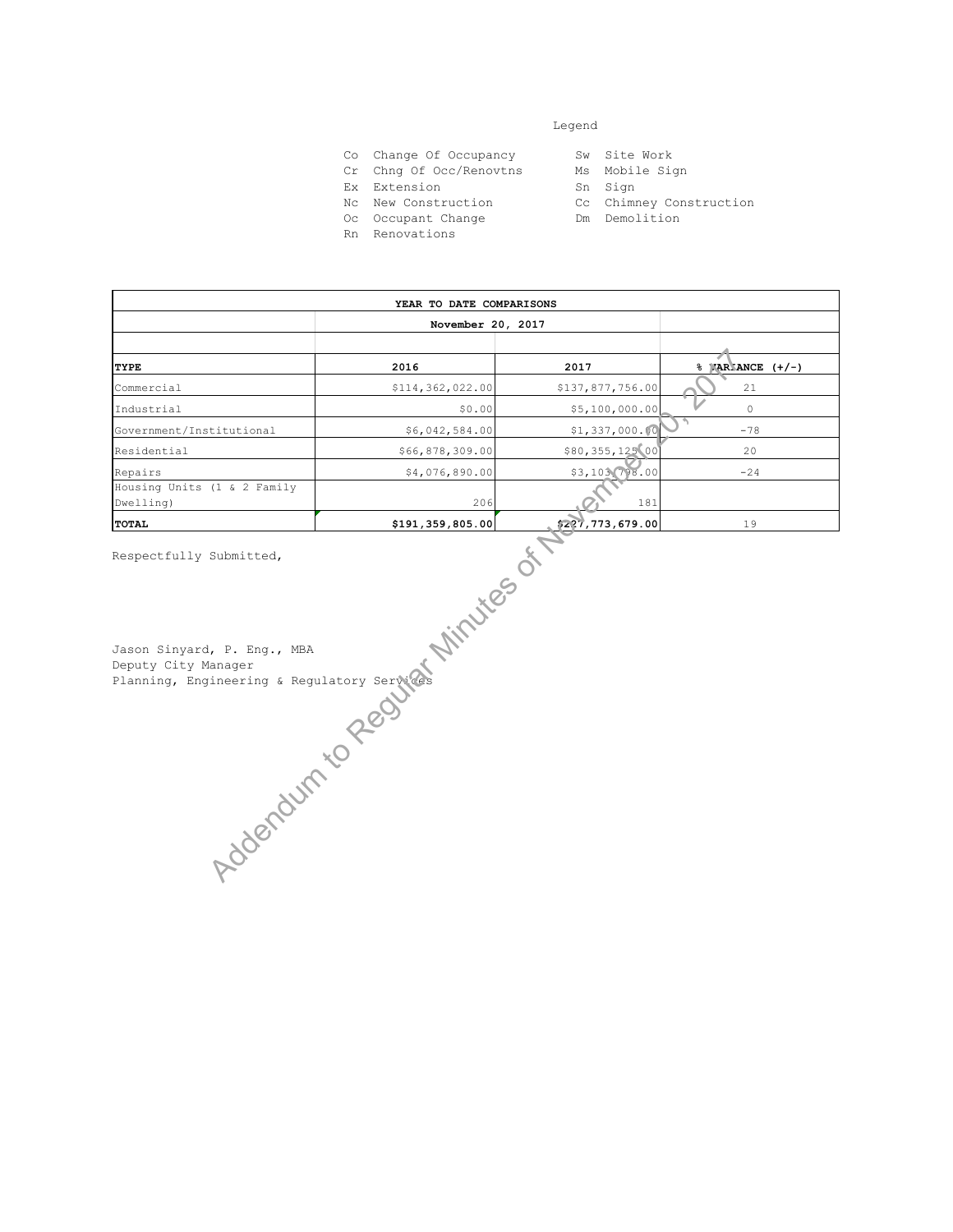Legend

| | | | |
|---|---|---|---|
| Co | Change Of Occupancy | Sw | Site Work |
| Cr | Chng Of Occ/Renovtns | Ms | Mobile Sign |
| Ex | Extension | Sn | Sign |
| Nc | New Construction | Cc | Chimney Construction |
| Oc | Occupant Change | Dm | Demolition |
| Rn | Renovations | | |

| YEAR TO DATE COMPARISONS | | | |
|---|---|---|---|
| | November 20, 2017 | | |
| | | | |
| **TYPE** | **2016** | **2017** | **% VARIANCE (+/-)** |
| Commercial | $114,362,022.00 | $137,877,756.00 | 21 |
| Industrial | $0.00 | $5,100,000.00 | 0 |
| Government/Institutional | $6,042,584.00 | $1,337,000.00 | -78 |
| Residential | $66,878,309.00 | $80,355,125.00 | 20 |
| Repairs | $4,076,890.00 | $3,103,798.00 | -24 |
| Housing Units (1 & 2 Family Dwelling) | 206 | 181 | |
| **TOTAL** | **$191,359,805.00** | **$227,773,679.00** | 19 |

Respectfully Submitted,

Jason Sinyard, P. Eng., MBA
Deputy City Manager
Planning, Engineering & Regulatory Services

Addendum to Regular Minutes of November 20, 2017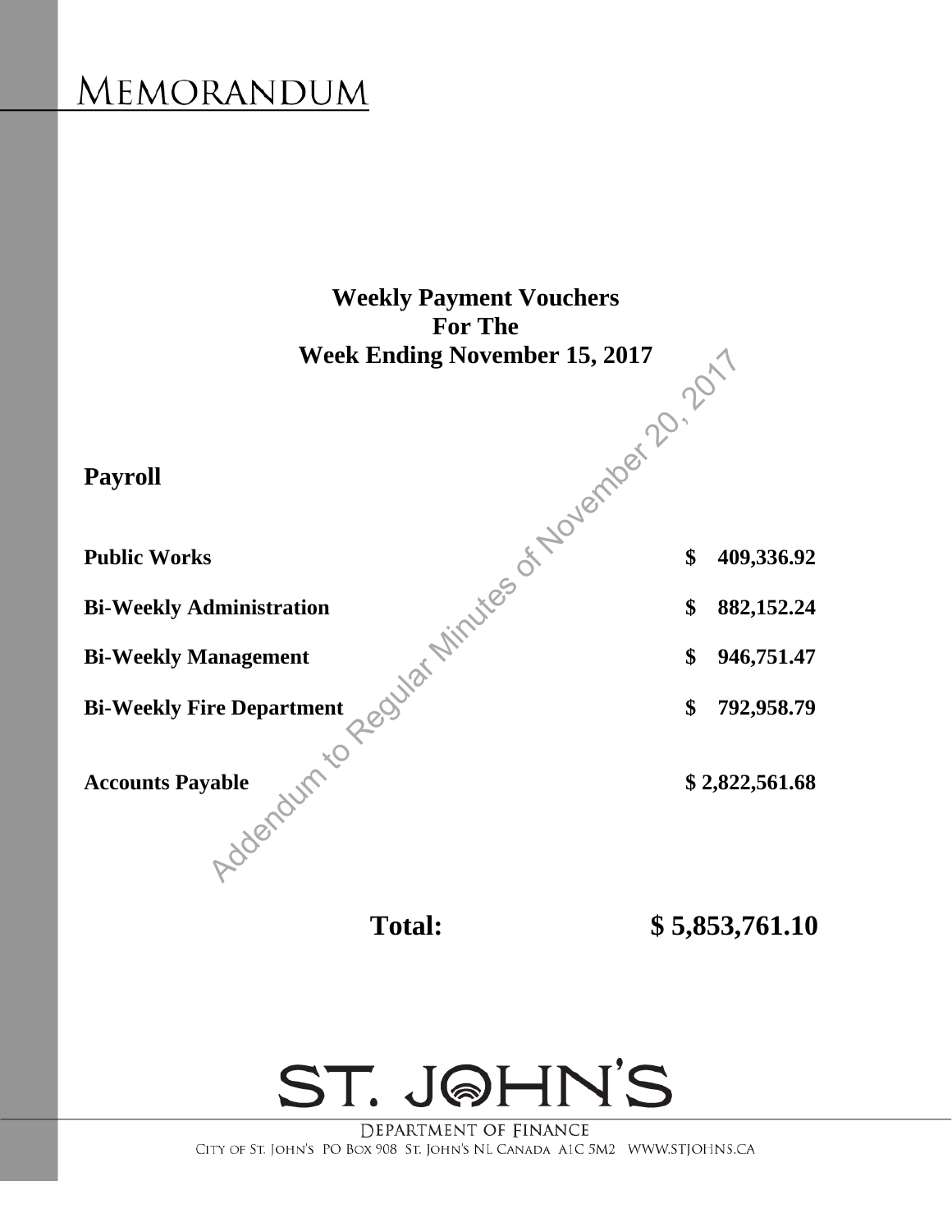# MEMORANDUM

**Weekly Payment Vouchers**
**For The**
**Week Ending November 15, 2017**

Addendum to Regular Minutes of November 20, 2017

## Payroll

| | |
|---|---|
| **Public Works** | **$ 409,336.92** |
| **Bi-Weekly Administration** | **$ 882,152.24** |
| **Bi-Weekly Management** | **$ 946,751.47** |
| **Bi-Weekly Fire Department** | **$ 792,958.79** |
| **Accounts Payable** | **$ 2,822,561.68** |
| **Total:** | **$ 5,853,761.10** |

ST. JOHN'S

DEPARTMENT OF FINANCE
CITY OF ST. JOHN'S PO BOX 908 ST. JOHN'S NL CANADA A1C 5M2 WWW.STJOHNS.CA